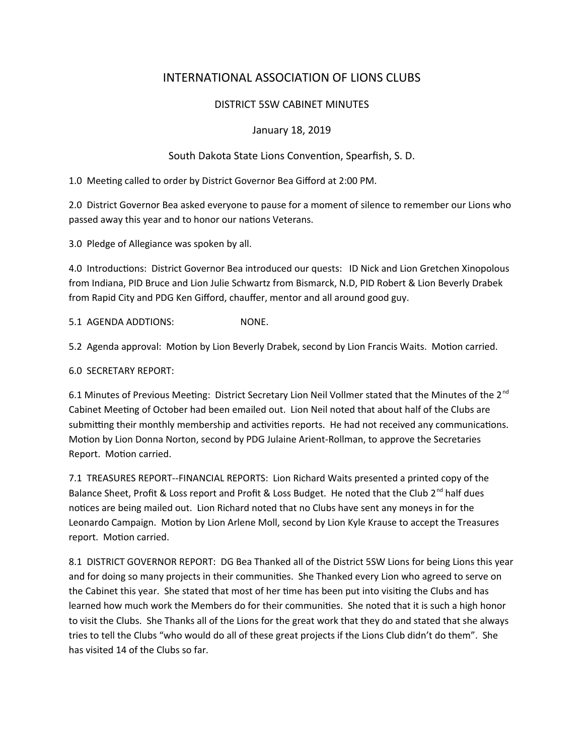# INTERNATIONAL ASSOCIATION OF LIONS CLUBS

## DISTRICT 5SW CABINET MINUTES

January 18, 2019

South Dakota State Lions Convention, Spearfish, S. D.

1.0 Meeting called to order by District Governor Bea Gifford at 2:00 PM.

2.0 District Governor Bea asked everyone to pause for a moment of silence to remember our Lions who passed away this year and to honor our nations Veterans.

3.0 Pledge of Allegiance was spoken by all.

4.0 Introductions: District Governor Bea introduced our quests: ID Nick and Lion Gretchen Xinopolous from Indiana, PID Bruce and Lion Julie Schwartz from Bismarck, N.D, PID Robert & Lion Beverly Drabek from Rapid City and PDG Ken Gifford, chauffer, mentor and all around good guy.

5.1 AGENDA ADDTIONS: NONE.

5.2 Agenda approval: Motion by Lion Beverly Drabek, second by Lion Francis Waits. Motion carried.

6.0 SECRETARY REPORT:

6.1 Minutes of Previous Meeting: District Secretary Lion Neil Vollmer stated that the Minutes of the 2nd Cabinet Meeting of October had been emailed out. Lion Neil noted that about half of the Clubs are submitting their monthly membership and activities reports. He had not received any communications. Motion by Lion Donna Norton, second by PDG Julaine Arient-Rollman, to approve the Secretaries Report. Motion carried.

7.1 TREASURES REPORT--FINANCIAL REPORTS: Lion Richard Waits presented a printed copy of the Balance Sheet, Profit & Loss report and Profit & Loss Budget. He noted that the Club 2nd half dues notices are being mailed out. Lion Richard noted that no Clubs have sent any moneys in for the Leonardo Campaign. Motion by Lion Arlene Moll, second by Lion Kyle Krause to accept the Treasures report. Motion carried.

8.1 DISTRICT GOVERNOR REPORT: DG Bea Thanked all of the District 5SW Lions for being Lions this year and for doing so many projects in their communities. She Thanked every Lion who agreed to serve on the Cabinet this year. She stated that most of her time has been put into visiting the Clubs and has learned how much work the Members do for their communities. She noted that it is such a high honor to visit the Clubs. She Thanks all of the Lions for the great work that they do and stated that she always tries to tell the Clubs "who would do all of these great projects if the Lions Club didn't do them". She has visited 14 of the Clubs so far.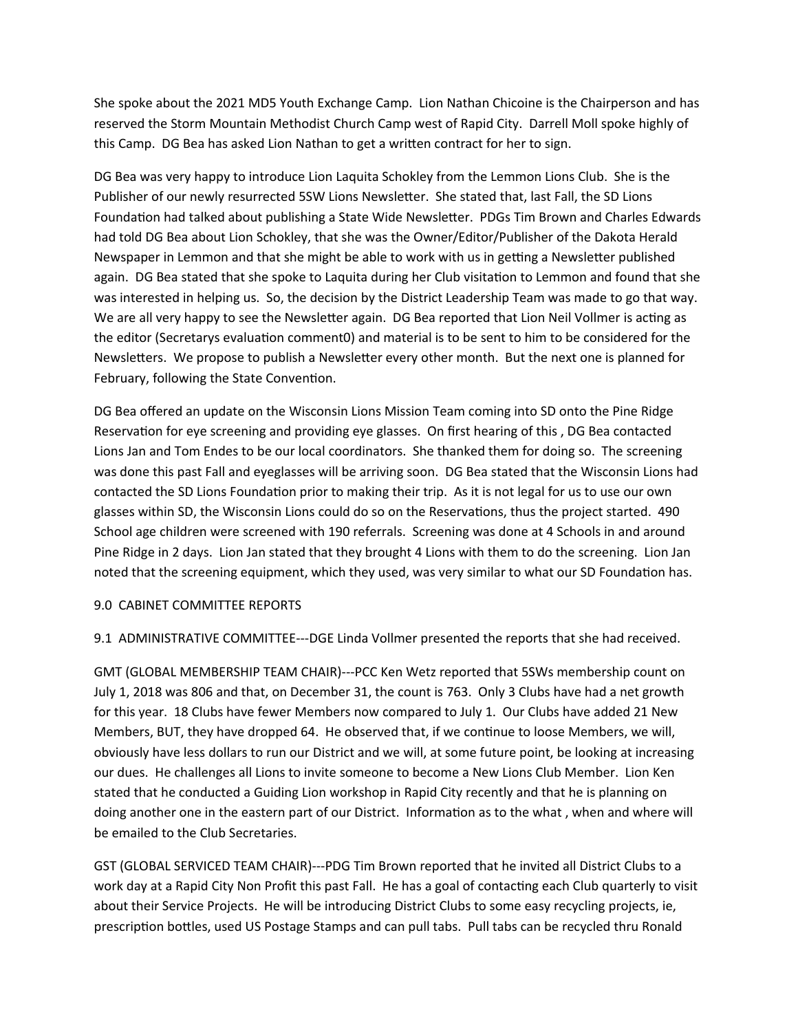She spoke about the 2021 MD5 Youth Exchange Camp. Lion Nathan Chicoine is the Chairperson and has reserved the Storm Mountain Methodist Church Camp west of Rapid City. Darrell Moll spoke highly of this Camp. DG Bea has asked Lion Nathan to get a written contract for her to sign.

DG Bea was very happy to introduce Lion Laquita Schokley from the Lemmon Lions Club. She is the Publisher of our newly resurrected 5SW Lions Newsletter. She stated that, last Fall, the SD Lions Foundation had talked about publishing a State Wide Newsletter. PDGs Tim Brown and Charles Edwards had told DG Bea about Lion Schokley, that she was the Owner/Editor/Publisher of the Dakota Herald Newspaper in Lemmon and that she might be able to work with us in getting a Newsletter published again. DG Bea stated that she spoke to Laquita during her Club visitation to Lemmon and found that she was interested in helping us. So, the decision by the District Leadership Team was made to go that way. We are all very happy to see the Newsletter again. DG Bea reported that Lion Neil Vollmer is acting as the editor (Secretarys evaluation comment0) and material is to be sent to him to be considered for the Newsletters. We propose to publish a Newsletter every other month. But the next one is planned for February, following the State Convention.

DG Bea offered an update on the Wisconsin Lions Mission Team coming into SD onto the Pine Ridge Reservation for eye screening and providing eye glasses. On first hearing of this , DG Bea contacted Lions Jan and Tom Endes to be our local coordinators. She thanked them for doing so. The screening was done this past Fall and eyeglasses will be arriving soon. DG Bea stated that the Wisconsin Lions had contacted the SD Lions Foundation prior to making their trip. As it is not legal for us to use our own glasses within SD, the Wisconsin Lions could do so on the Reservations, thus the project started. 490 School age children were screened with 190 referrals. Screening was done at 4 Schools in and around Pine Ridge in 2 days. Lion Jan stated that they brought 4 Lions with them to do the screening. Lion Jan noted that the screening equipment, which they used, was very similar to what our SD Foundation has.

9.0 CABINET COMMITTEE REPORTS

9.1 ADMINISTRATIVE COMMITTEE---DGE Linda Vollmer presented the reports that she had received.

GMT (GLOBAL MEMBERSHIP TEAM CHAIR)---PCC Ken Wetz reported that 5SWs membership count on July 1, 2018 was 806 and that, on December 31, the count is 763. Only 3 Clubs have had a net growth for this year. 18 Clubs have fewer Members now compared to July 1. Our Clubs have added 21 New Members, BUT, they have dropped 64. He observed that, if we continue to loose Members, we will, obviously have less dollars to run our District and we will, at some future point, be looking at increasing our dues. He challenges all Lions to invite someone to become a New Lions Club Member. Lion Ken stated that he conducted a Guiding Lion workshop in Rapid City recently and that he is planning on doing another one in the eastern part of our District. Information as to the what , when and where will be emailed to the Club Secretaries.

GST (GLOBAL SERVICED TEAM CHAIR)---PDG Tim Brown reported that he invited all District Clubs to a work day at a Rapid City Non Profit this past Fall. He has a goal of contacting each Club quarterly to visit about their Service Projects. He will be introducing District Clubs to some easy recycling projects, ie, prescription bottles, used US Postage Stamps and can pull tabs. Pull tabs can be recycled thru Ronald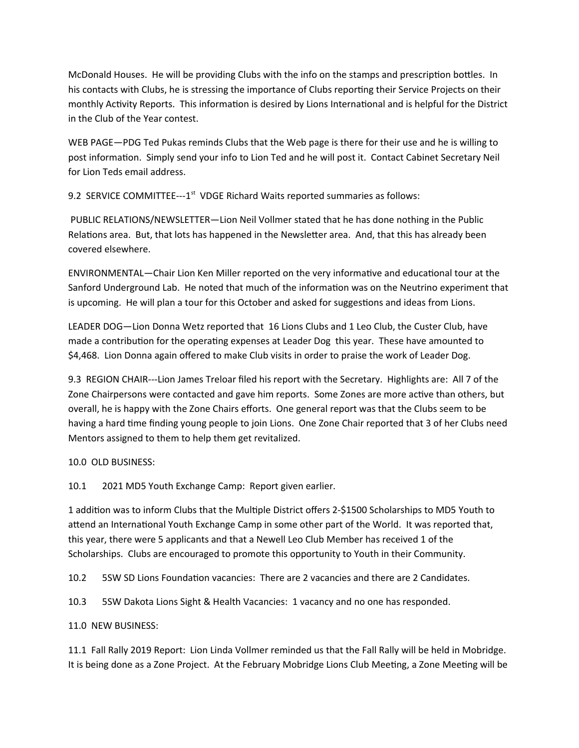McDonald Houses. He will be providing Clubs with the info on the stamps and prescription bottles. In his contacts with Clubs, he is stressing the importance of Clubs reporting their Service Projects on their monthly Activity Reports. This information is desired by Lions International and is helpful for the District in the Club of the Year contest.

WEB PAGE—PDG Ted Pukas reminds Clubs that the Web page is there for their use and he is willing to post information. Simply send your info to Lion Ted and he will post it. Contact Cabinet Secretary Neil for Lion Teds email address.

9.2 SERVICE COMMITTEE---1st VDGE Richard Waits reported summaries as follows:

PUBLIC RELATIONS/NEWSLETTER—Lion Neil Vollmer stated that he has done nothing in the Public Relations area. But, that lots has happened in the Newsletter area. And, that this has already been covered elsewhere.

ENVIRONMENTAL—Chair Lion Ken Miller reported on the very informative and educational tour at the Sanford Underground Lab. He noted that much of the information was on the Neutrino experiment that is upcoming. He will plan a tour for this October and asked for suggestions and ideas from Lions.

LEADER DOG—Lion Donna Wetz reported that 16 Lions Clubs and 1 Leo Club, the Custer Club, have made a contribution for the operating expenses at Leader Dog this year. These have amounted to $4,468. Lion Donna again offered to make Club visits in order to praise the work of Leader Dog.

9.3 REGION CHAIR---Lion James Treloar filed his report with the Secretary. Highlights are: All 7 of the Zone Chairpersons were contacted and gave him reports. Some Zones are more active than others, but overall, he is happy with the Zone Chairs efforts. One general report was that the Clubs seem to be having a hard time finding young people to join Lions. One Zone Chair reported that 3 of her Clubs need Mentors assigned to them to help them get revitalized.

10.0 OLD BUSINESS:

10.1 2021 MD5 Youth Exchange Camp: Report given earlier.

1 addition was to inform Clubs that the Multiple District offers 2-$1500 Scholarships to MD5 Youth to attend an International Youth Exchange Camp in some other part of the World. It was reported that, this year, there were 5 applicants and that a Newell Leo Club Member has received 1 of the Scholarships. Clubs are encouraged to promote this opportunity to Youth in their Community.

10.2 5SW SD Lions Foundation vacancies: There are 2 vacancies and there are 2 Candidates.

10.3 5SW Dakota Lions Sight & Health Vacancies: 1 vacancy and no one has responded.

11.0 NEW BUSINESS:

11.1 Fall Rally 2019 Report: Lion Linda Vollmer reminded us that the Fall Rally will be held in Mobridge. It is being done as a Zone Project. At the February Mobridge Lions Club Meeting, a Zone Meeting will be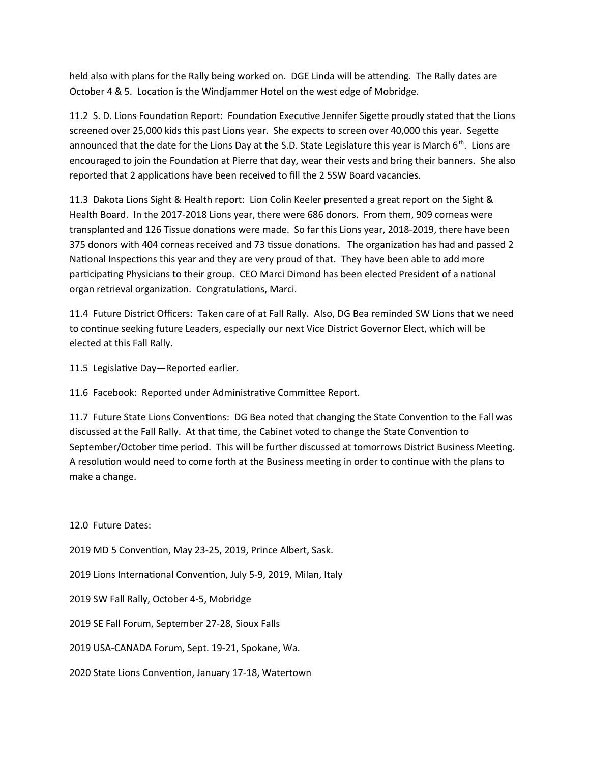held also with plans for the Rally being worked on. DGE Linda will be attending. The Rally dates are October 4 & 5. Location is the Windjammer Hotel on the west edge of Mobridge.

11.2 S. D. Lions Foundation Report: Foundation Executive Jennifer Sigette proudly stated that the Lions screened over 25,000 kids this past Lions year. She expects to screen over 40,000 this year. Segette announced that the date for the Lions Day at the S.D. State Legislature this year is March 6th. Lions are encouraged to join the Foundation at Pierre that day, wear their vests and bring their banners. She also reported that 2 applications have been received to fill the 2 5SW Board vacancies.

11.3 Dakota Lions Sight & Health report: Lion Colin Keeler presented a great report on the Sight & Health Board. In the 2017-2018 Lions year, there were 686 donors. From them, 909 corneas were transplanted and 126 Tissue donations were made. So far this Lions year, 2018-2019, there have been 375 donors with 404 corneas received and 73 tissue donations. The organization has had and passed 2 National Inspections this year and they are very proud of that. They have been able to add more participating Physicians to their group. CEO Marci Dimond has been elected President of a national organ retrieval organization. Congratulations, Marci.

11.4 Future District Officers: Taken care of at Fall Rally. Also, DG Bea reminded SW Lions that we need to continue seeking future Leaders, especially our next Vice District Governor Elect, which will be elected at this Fall Rally.

11.5 Legislative Day—Reported earlier.

11.6 Facebook: Reported under Administrative Committee Report.

11.7 Future State Lions Conventions: DG Bea noted that changing the State Convention to the Fall was discussed at the Fall Rally. At that time, the Cabinet voted to change the State Convention to September/October time period. This will be further discussed at tomorrows District Business Meeting. A resolution would need to come forth at the Business meeting in order to continue with the plans to make a change.

12.0 Future Dates:

2019 MD 5 Convention, May 23-25, 2019, Prince Albert, Sask.

2019 Lions International Convention, July 5-9, 2019, Milan, Italy

2019 SW Fall Rally, October 4-5, Mobridge

2019 SE Fall Forum, September 27-28, Sioux Falls

2019 USA-CANADA Forum, Sept. 19-21, Spokane, Wa.

2020 State Lions Convention, January 17-18, Watertown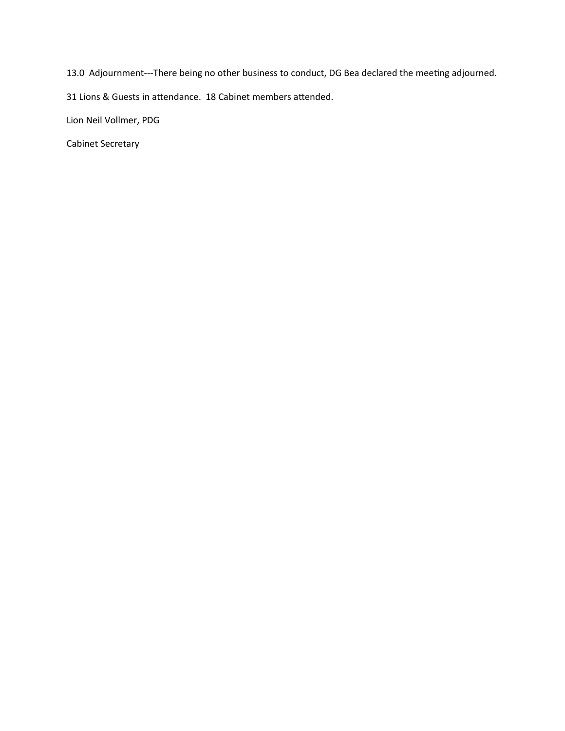13.0 Adjournment---There being no other business to conduct, DG Bea declared the meeting adjourned.

31 Lions & Guests in attendance. 18 Cabinet members attended.

Lion Neil Vollmer, PDG

Cabinet Secretary